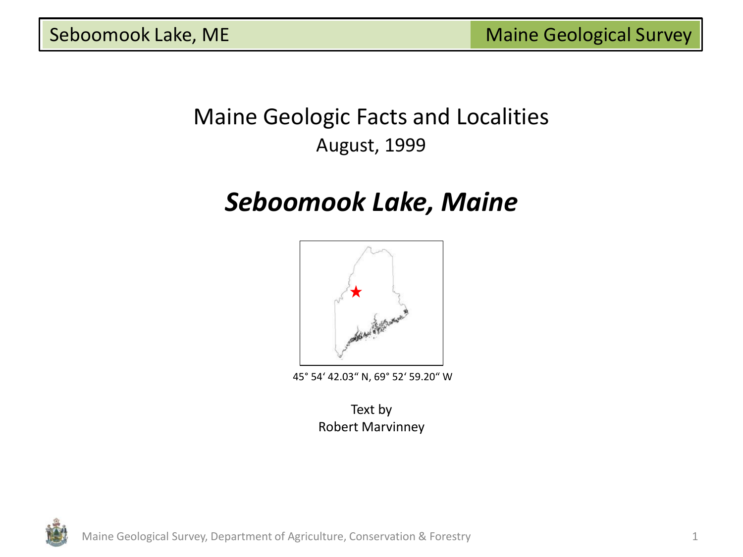# Maine Geologic Facts and Localities

August, 1999

## *Seboomook Lake, Maine*

45° 54' 42.03" N, 69° 52' 59.20" W

Text by
Robert Marvinney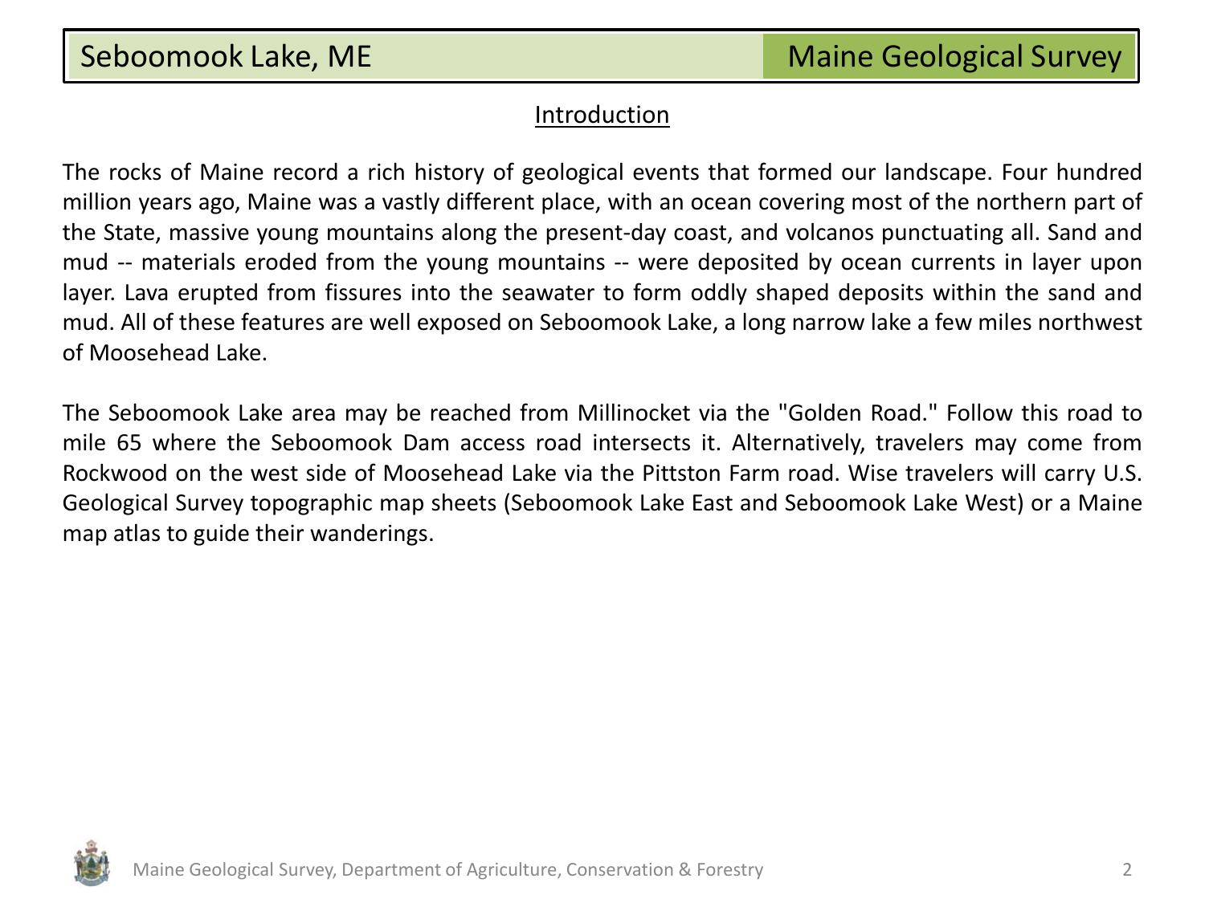## Introduction

The rocks of Maine record a rich history of geological events that formed our landscape. Four hundred million years ago, Maine was a vastly different place, with an ocean covering most of the northern part of the State, massive young mountains along the present-day coast, and volcanos punctuating all. Sand and mud -- materials eroded from the young mountains -- were deposited by ocean currents in layer upon layer. Lava erupted from fissures into the seawater to form oddly shaped deposits within the sand and mud. All of these features are well exposed on Seboomook Lake, a long narrow lake a few miles northwest of Moosehead Lake.

The Seboomook Lake area may be reached from Millinocket via the "Golden Road." Follow this road to mile 65 where the Seboomook Dam access road intersects it. Alternatively, travelers may come from Rockwood on the west side of Moosehead Lake via the Pittston Farm road. Wise travelers will carry U.S. Geological Survey topographic map sheets (Seboomook Lake East and Seboomook Lake West) or a Maine map atlas to guide their wanderings.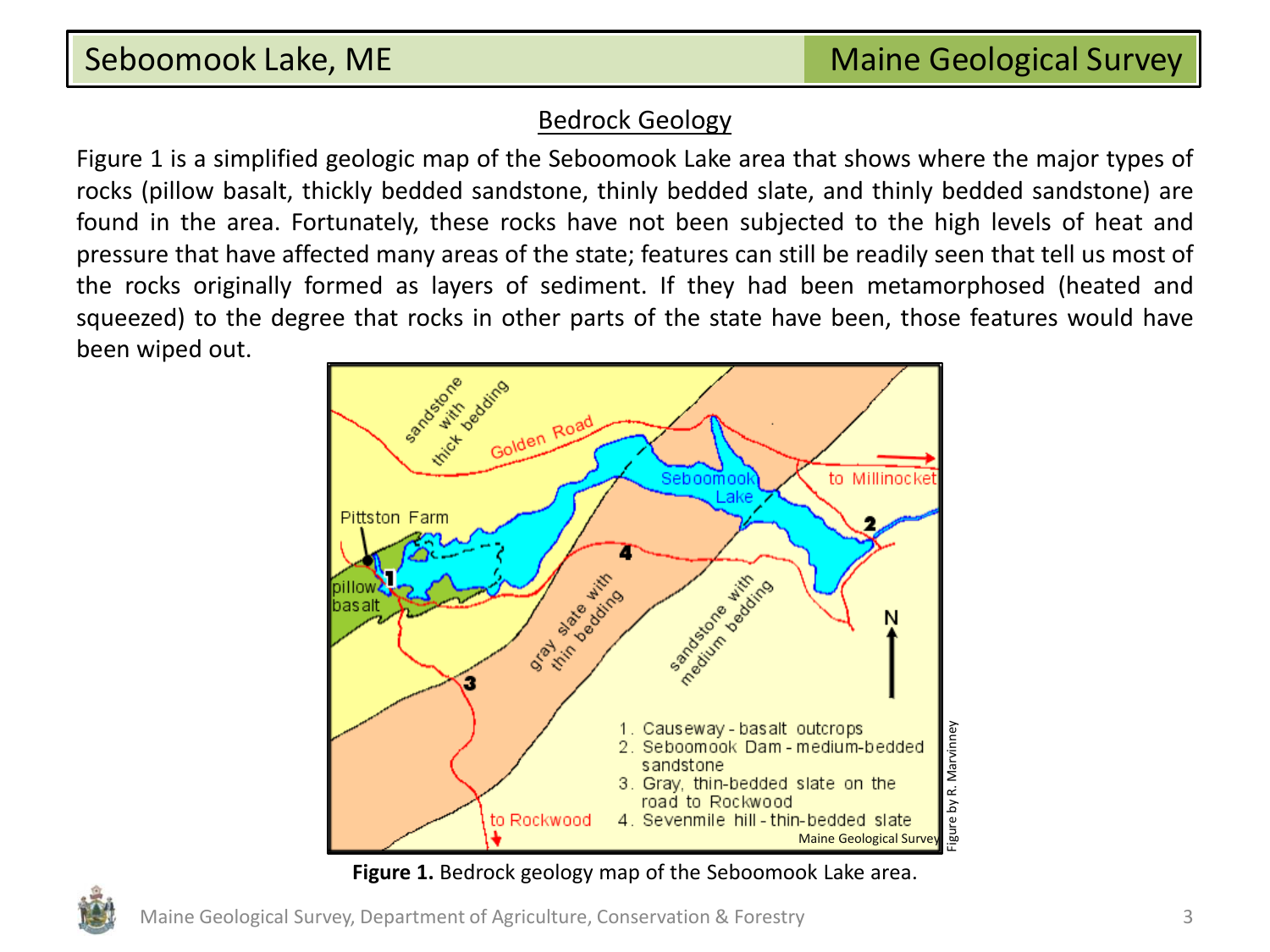## Bedrock Geology

Figure 1 is a simplified geologic map of the Seboomook Lake area that shows where the major types of rocks (pillow basalt, thickly bedded sandstone, thinly bedded slate, and thinly bedded sandstone) are found in the area. Fortunately, these rocks have not been subjected to the high levels of heat and pressure that have affected many areas of the state; features can still be readily seen that tell us most of the rocks originally formed as layers of sediment. If they had been metamorphosed (heated and squeezed) to the degree that rocks in other parts of the state have been, those features would have been wiped out.

1. Causeway - basalt outcrops
2. Seboomook Dam - medium-bedded sandstone
3. Gray, thin-bedded slate on the road to Rockwood
4. Sevenmile hill - thin-bedded slate

**Figure 1.** Bedrock geology map of the Seboomook Lake area.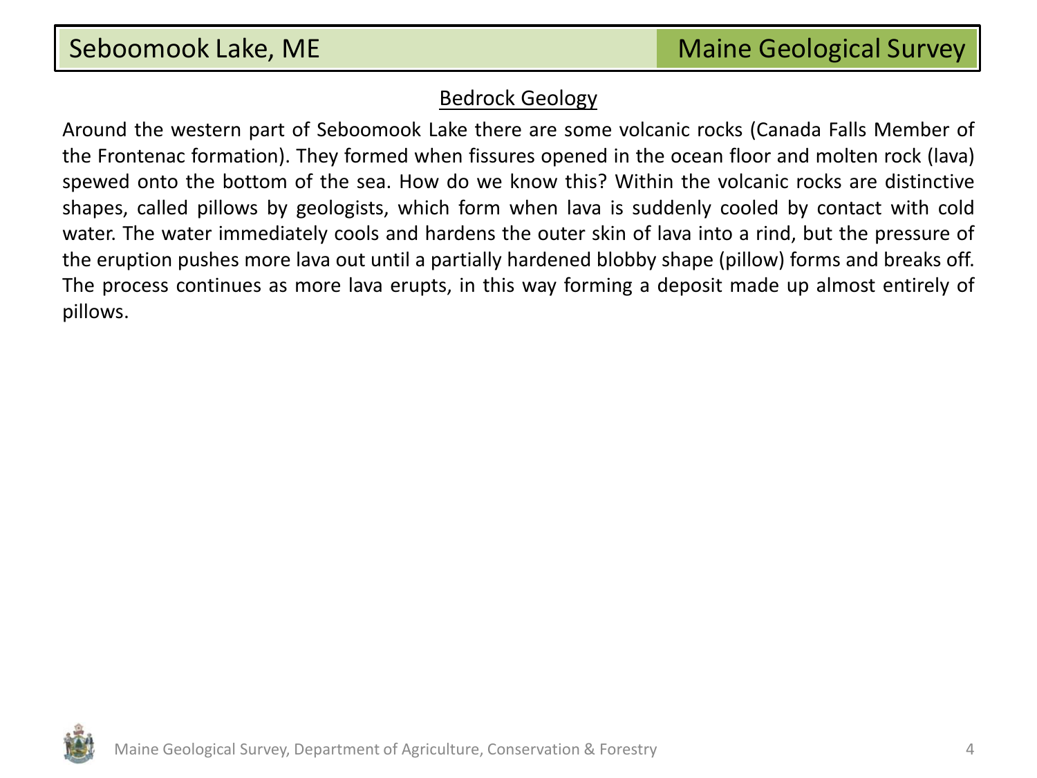## Bedrock Geology

Around the western part of Seboomook Lake there are some volcanic rocks (Canada Falls Member of the Frontenac formation). They formed when fissures opened in the ocean floor and molten rock (lava) spewed onto the bottom of the sea. How do we know this? Within the volcanic rocks are distinctive shapes, called pillows by geologists, which form when lava is suddenly cooled by contact with cold water. The water immediately cools and hardens the outer skin of lava into a rind, but the pressure of the eruption pushes more lava out until a partially hardened blobby shape (pillow) forms and breaks off. The process continues as more lava erupts, in this way forming a deposit made up almost entirely of pillows.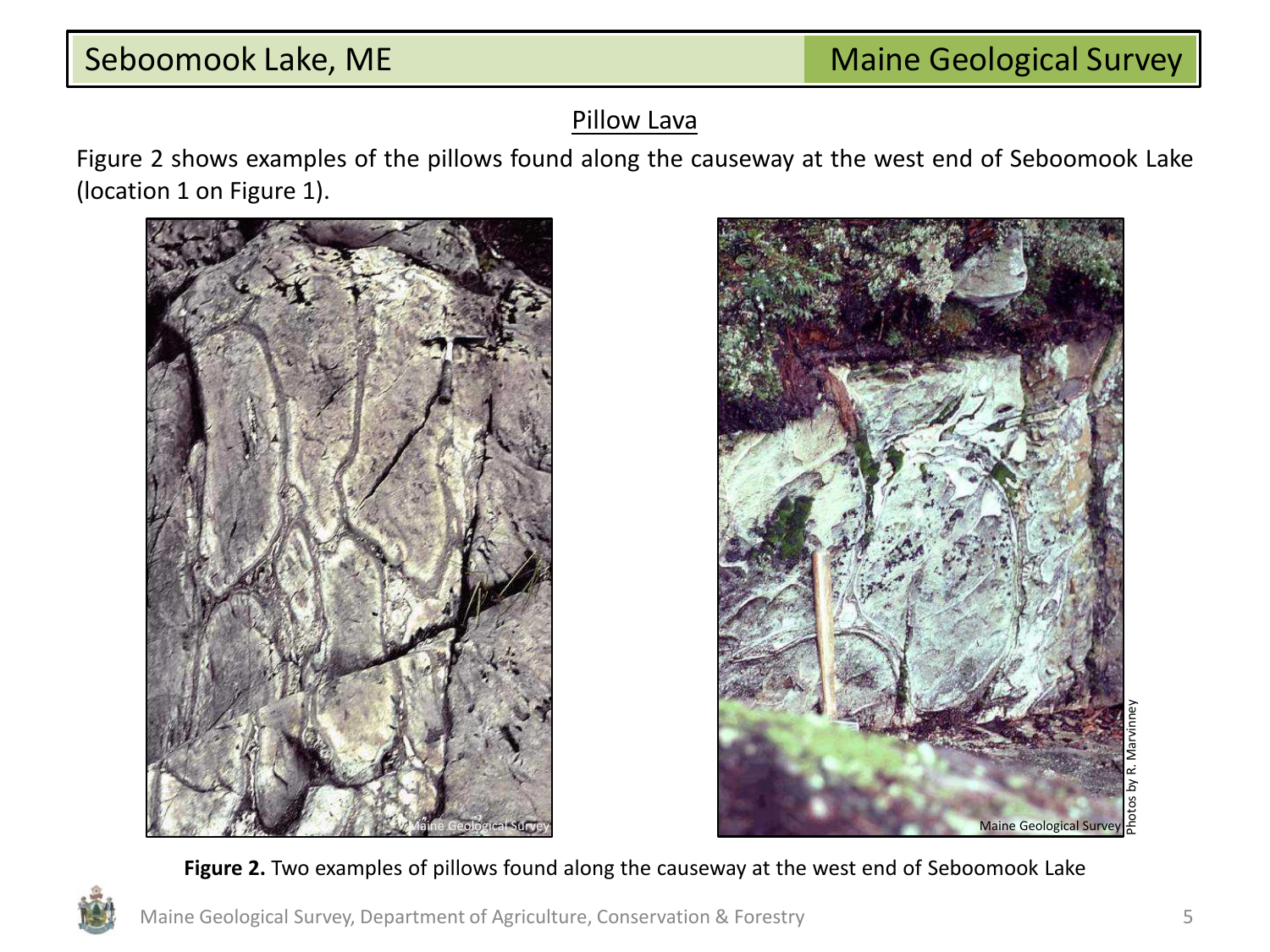## Pillow Lava

Figure 2 shows examples of the pillows found along the causeway at the west end of Seboomook Lake (location 1 on Figure 1).

Photos by R. Marvinney

**Figure 2.** Two examples of pillows found along the causeway at the west end of Seboomook Lake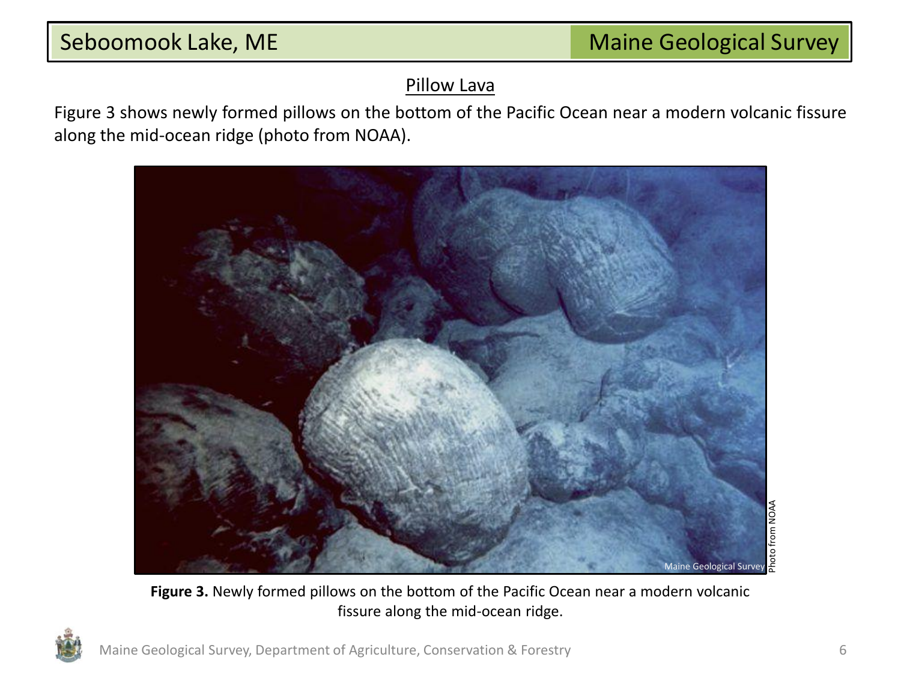## Pillow Lava

Figure 3 shows newly formed pillows on the bottom of the Pacific Ocean near a modern volcanic fissure along the mid-ocean ridge (photo from NOAA).

**Figure 3.** Newly formed pillows on the bottom of the Pacific Ocean near a modern volcanic fissure along the mid-ocean ridge.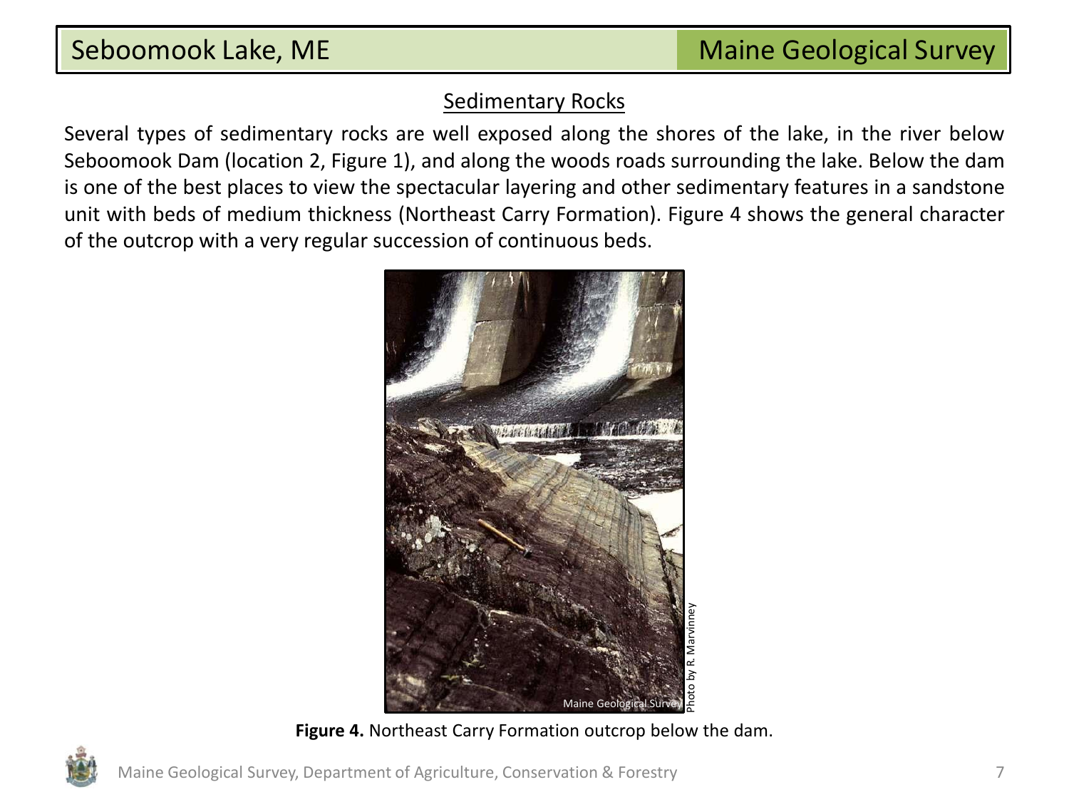## Sedimentary Rocks

Several types of sedimentary rocks are well exposed along the shores of the lake, in the river below Seboomook Dam (location 2, Figure 1), and along the woods roads surrounding the lake. Below the dam is one of the best places to view the spectacular layering and other sedimentary features in a sandstone unit with beds of medium thickness (Northeast Carry Formation). Figure 4 shows the general character of the outcrop with a very regular succession of continuous beds.

**Figure 4.** Northeast Carry Formation outcrop below the dam.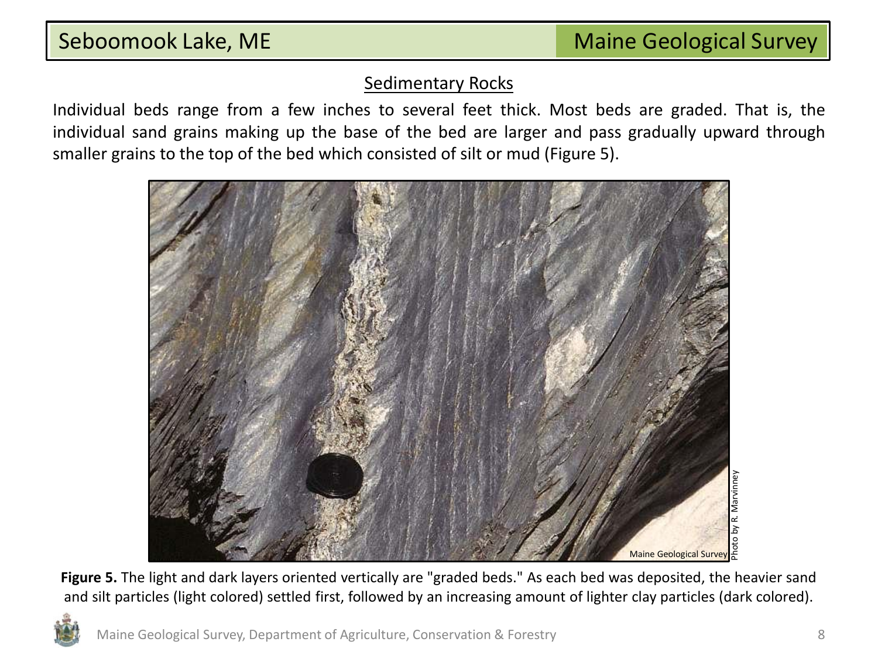## Sedimentary Rocks

Individual beds range from a few inches to several feet thick. Most beds are graded. That is, the individual sand grains making up the base of the bed are larger and pass gradually upward through smaller grains to the top of the bed which consisted of silt or mud (Figure 5).

**Figure 5.** The light and dark layers oriented vertically are "graded beds." As each bed was deposited, the heavier sand and silt particles (light colored) settled first, followed by an increasing amount of lighter clay particles (dark colored).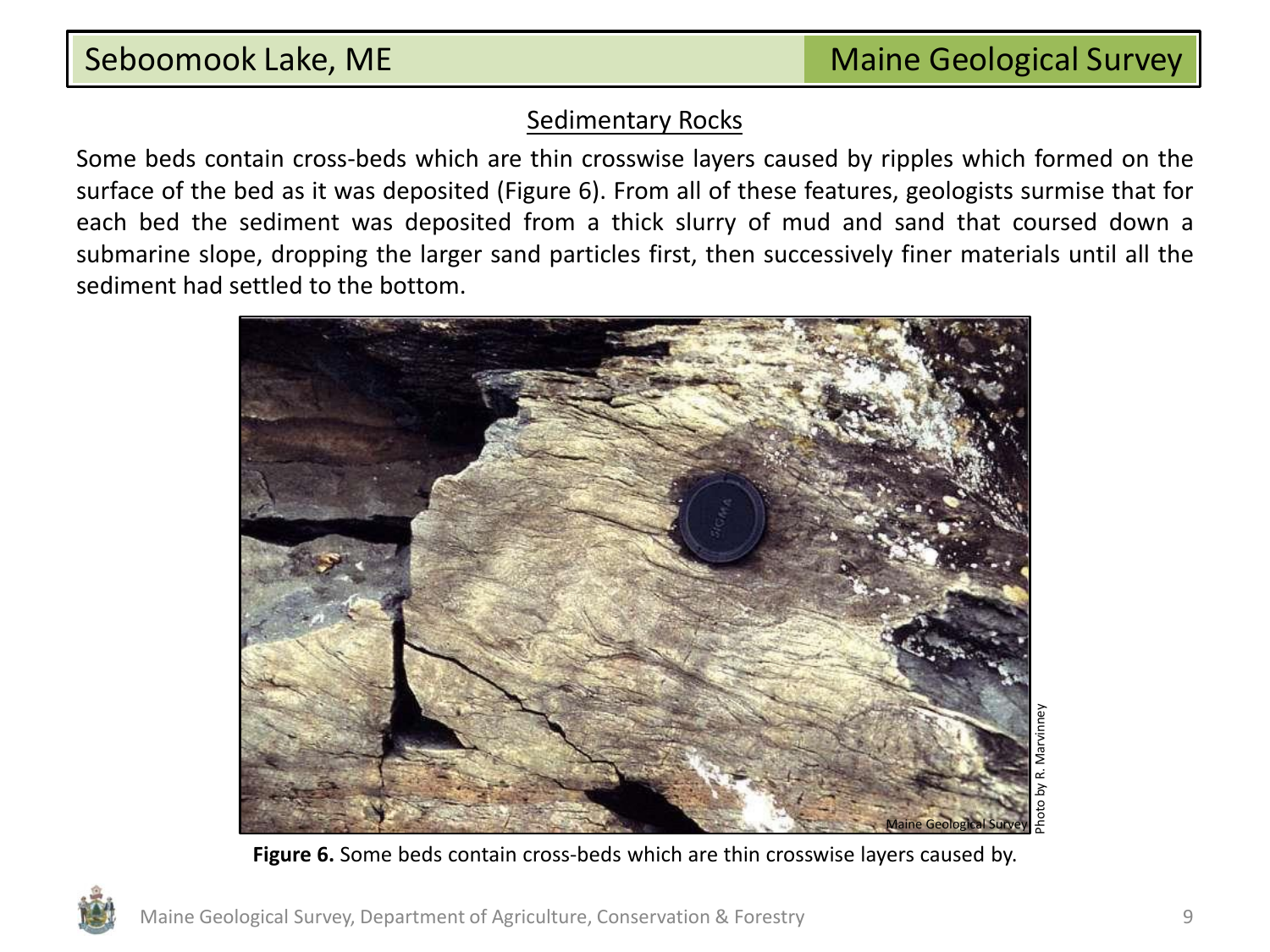## Sedimentary Rocks

Some beds contain cross-beds which are thin crosswise layers caused by ripples which formed on the surface of the bed as it was deposited (Figure 6). From all of these features, geologists surmise that for each bed the sediment was deposited from a thick slurry of mud and sand that coursed down a submarine slope, dropping the larger sand particles first, then successively finer materials until all the sediment had settled to the bottom.

**Figure 6.** Some beds contain cross-beds which are thin crosswise layers caused by.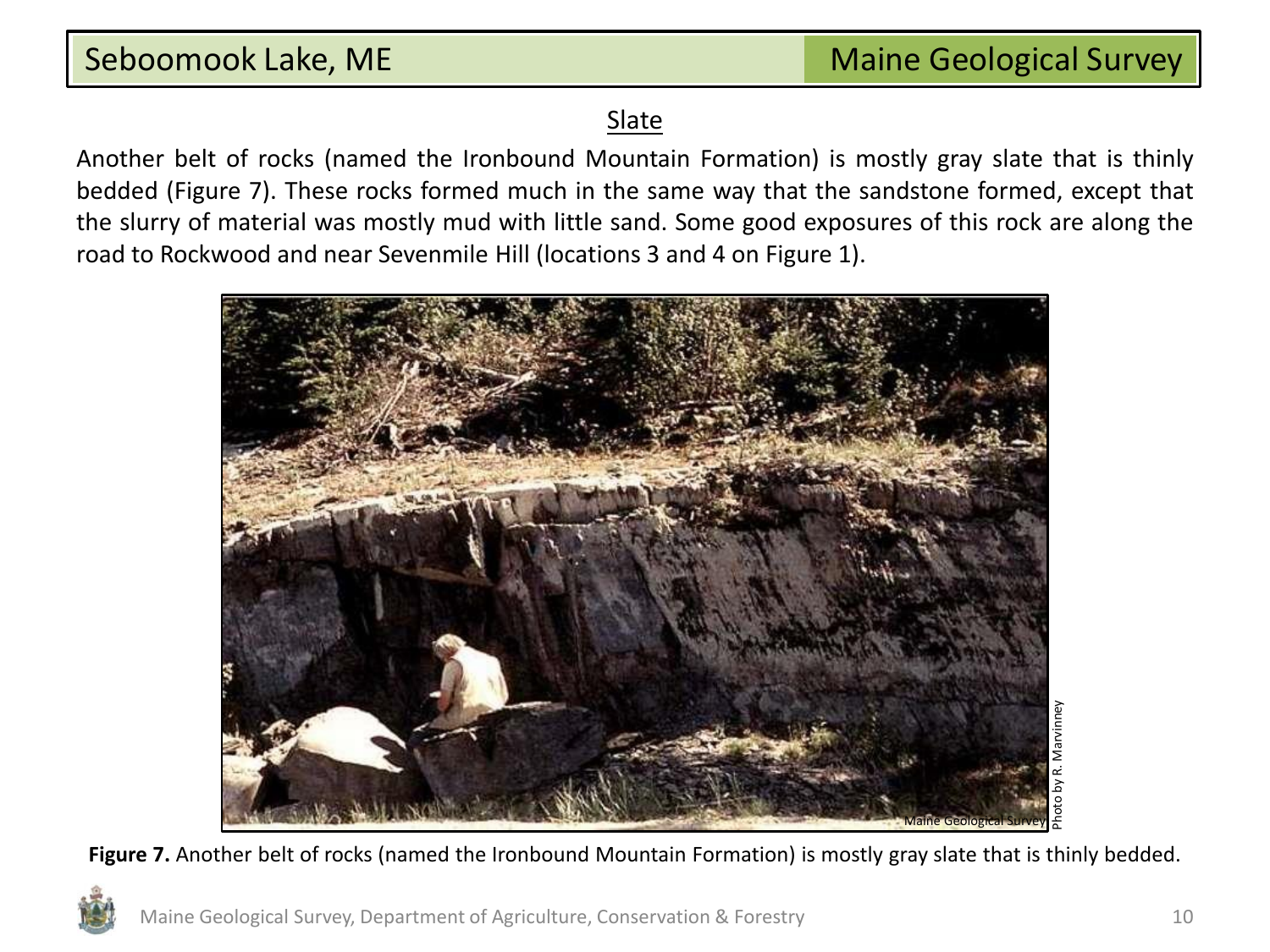## Slate

Another belt of rocks (named the Ironbound Mountain Formation) is mostly gray slate that is thinly bedded (Figure 7). These rocks formed much in the same way that the sandstone formed, except that the slurry of material was mostly mud with little sand. Some good exposures of this rock are along the road to Rockwood and near Sevenmile Hill (locations 3 and 4 on Figure 1).

**Figure 7.** Another belt of rocks (named the Ironbound Mountain Formation) is mostly gray slate that is thinly bedded.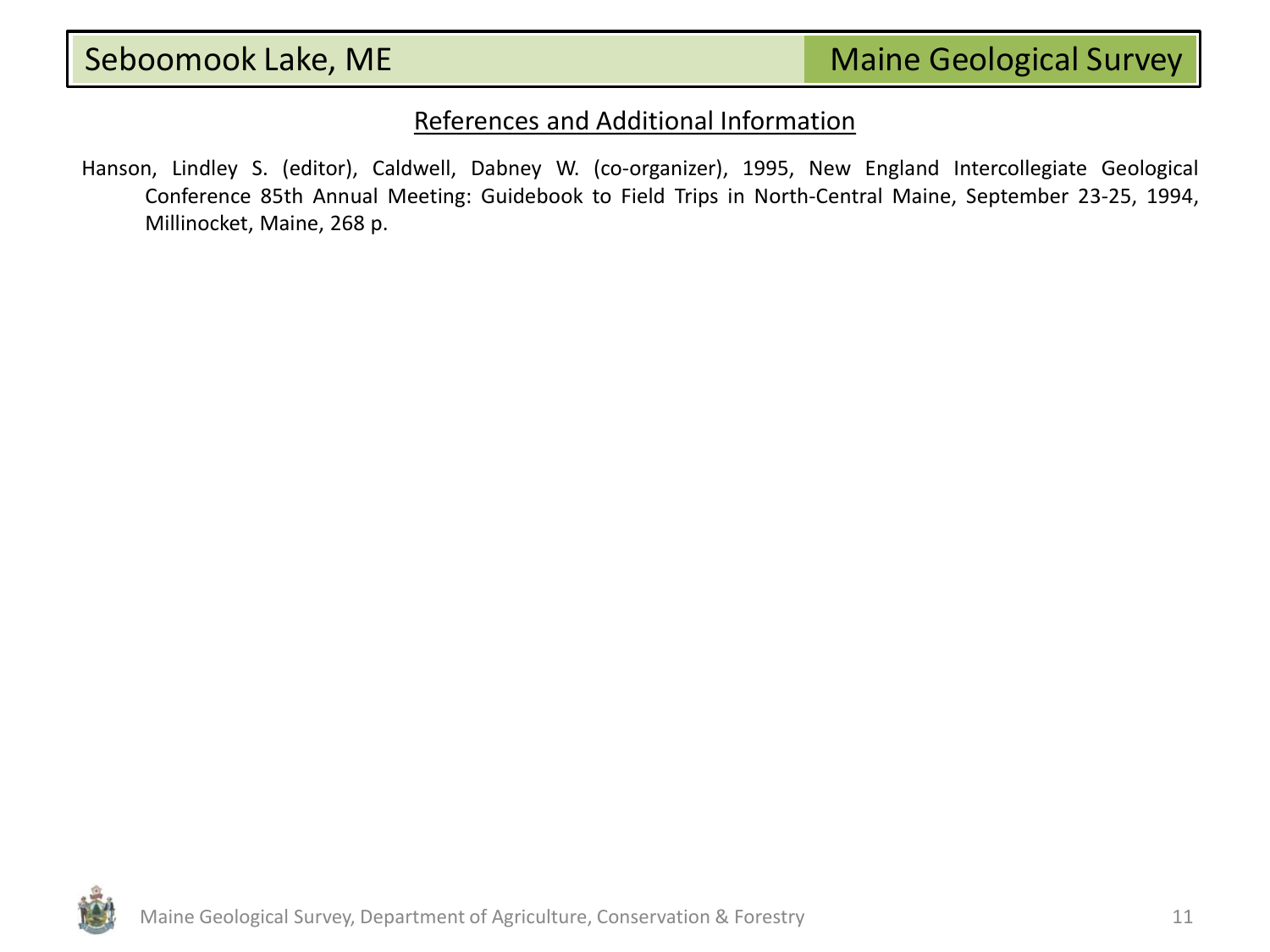## References and Additional Information

Hanson, Lindley S. (editor), Caldwell, Dabney W. (co-organizer), 1995, New England Intercollegiate Geological Conference 85th Annual Meeting: Guidebook to Field Trips in North-Central Maine, September 23-25, 1994, Millinocket, Maine, 268 p.